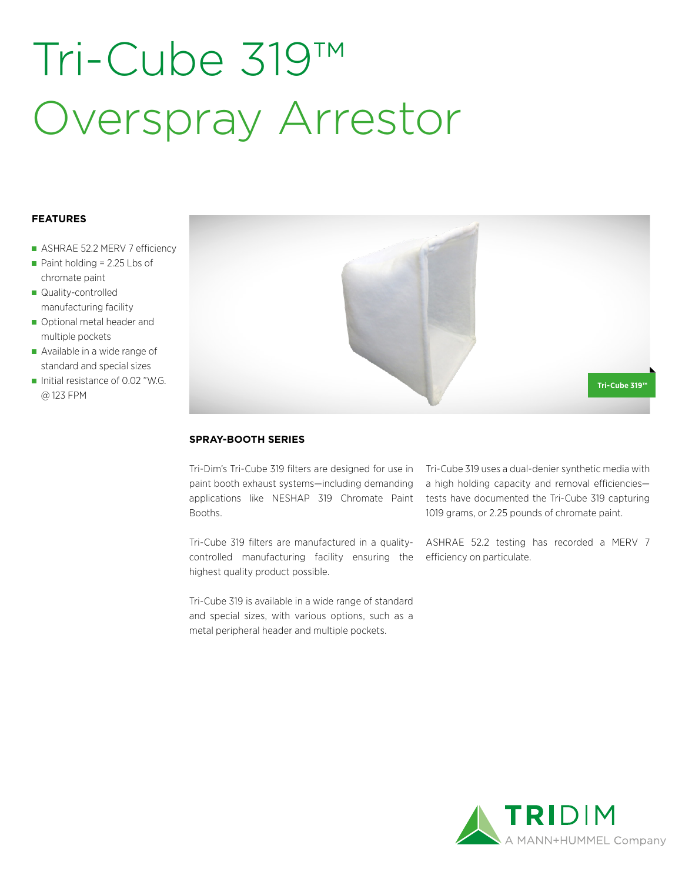# Tri-Cube 319™ Overspray Arrestor

### FEATURES

- ASHRAE 52.2 MERV 7 efficiency
- Paint holding = 2.25 Lbs of chromate paint
- Quality-controlled manufacturing facility
- Optional metal header and multiple pockets
- Available in a wide range of standard and special sizes
- Initial resistance of 0.02 "W.G. @ 123 FPM

Tri-Cube 319™

### SPRAY-BOOTH SERIES

Tri-Dim's Tri-Cube 319 filters are designed for use in paint booth exhaust systems—including demanding applications like NESHAP 319 Chromate Paint Booths.

Tri-Cube 319 filters are manufactured in a quality-controlled manufacturing facility ensuring the highest quality product possible.

Tri-Cube 319 is available in a wide range of standard and special sizes, with various options, such as a metal peripheral header and multiple pockets.

Tri-Cube 319 uses a dual-denier synthetic media with a high holding capacity and removal efficiencies—tests have documented the Tri-Cube 319 capturing 1019 grams, or 2.25 pounds of chromate paint.

ASHRAE 52.2 testing has recorded a MERV 7 efficiency on particulate.

TRIDIM
A MANN+HUMMEL Company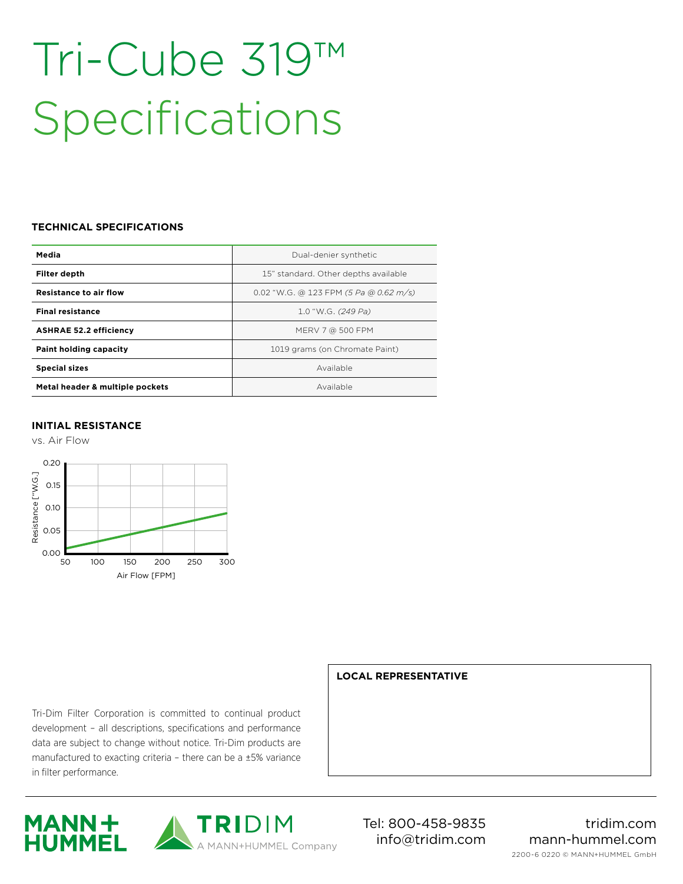# Tri-Cube 319™ Specifications

### TECHNICAL SPECIFICATIONS

| | |
|---|---|
| **Media** | Dual-denier synthetic |
| **Filter depth** | 15" standard. Other depths available |
| **Resistance to air flow** | 0.02 "W.G. @ 123 FPM *(5 Pa @ 0.62 m/s)* |
| **Final resistance** | 1.0 "W.G. *(249 Pa)* |
| **ASHRAE 52.2 efficiency** | MERV 7 @ 500 FPM |
| **Paint holding capacity** | 1019 grams (on Chromate Paint) |
| **Special sizes** | Available |
| **Metal header & multiple pockets** | Available |

### INITIAL RESISTANCE

vs. Air Flow

Resistance ["W.G.]

0.20
0.15
0.10
0.05
0.00

50 100 150 200 250 300

Air Flow [FPM]

Tri-Dim Filter Corporation is committed to continual product development – all descriptions, specifications and performance data are subject to change without notice. Tri-Dim products are manufactured to exacting criteria – there can be a ±5% variance in filter performance.

**LOCAL REPRESENTATIVE**

MANN+HUMMEL

TRIDIM A MANN+HUMMEL Company

Tel: 800-458-9835
info@tridim.com

tridim.com
mann-hummel.com

2200-6 0220 © MANN+HUMMEL GmbH